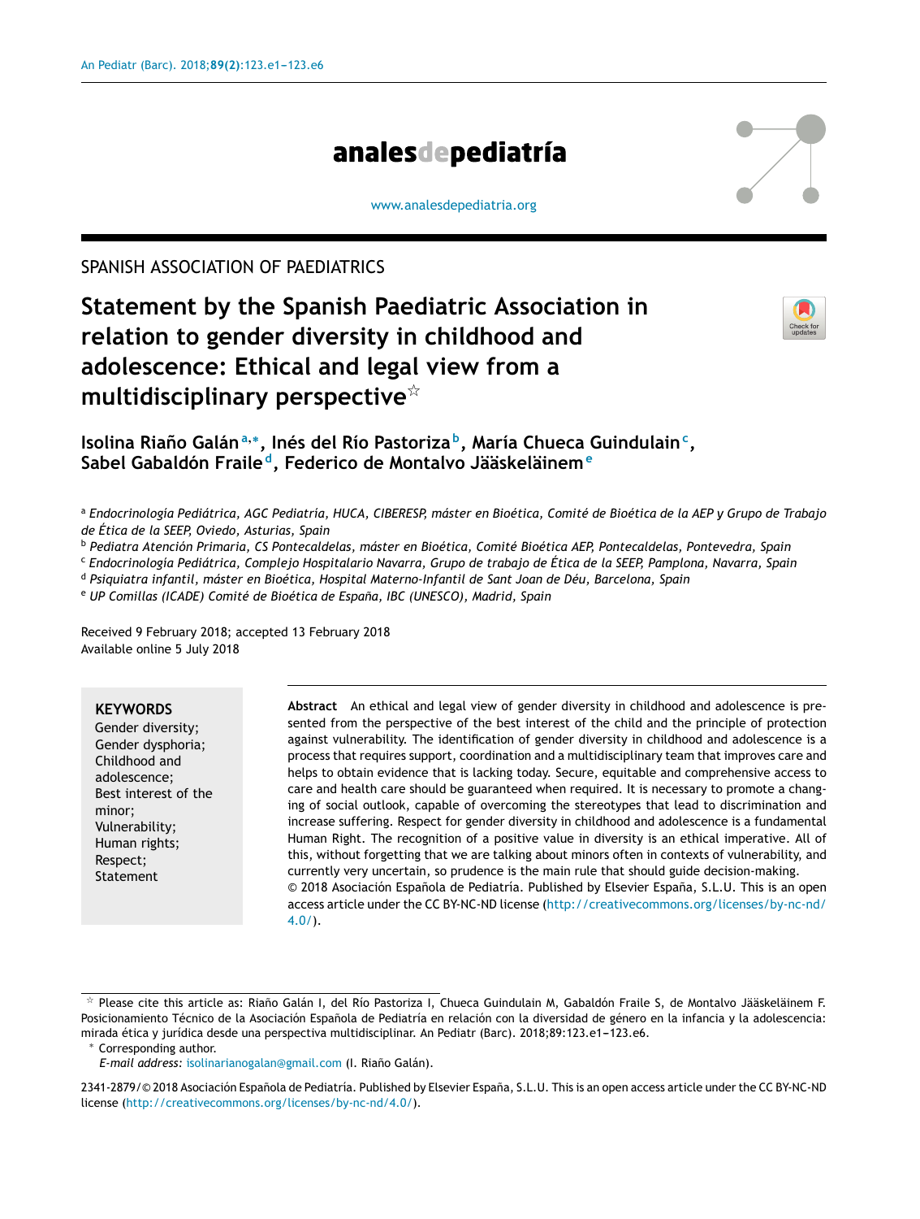SPANISH ASSOCIATION OF PAEDIATRICS

# Statement by the Spanish Paediatric Association in relation to gender diversity in childhood and adolescence: Ethical and legal view from a multidisciplinary perspective[☆]

**Isolina Riaño Galán[a,*], Inés del Río Pastoriza[b], María Chueca Guindulain[c], Sabel Gabaldón Fraile[d], Federico de Montalvo Jääskeläinem[e]**

[a] *Endocrinología Pediátrica, AGC Pediatría, HUCA, CIBERESP, máster en Bioética, Comité de Bioética de la AEP y Grupo de Trabajo de Ética de la SEEP, Oviedo, Asturias, Spain*
[b] *Pediatra Atención Primaria, CS Pontecaldelas, máster en Bioética, Comité Bioética AEP, Pontecaldelas, Pontevedra, Spain*
[c] *Endocrinología Pediátrica, Complejo Hospitalario Navarra, Grupo de trabajo de Ética de la SEEP, Pamplona, Navarra, Spain*
[d] *Psiquiatra infantil, máster en Bioética, Hospital Materno-Infantil de Sant Joan de Déu, Barcelona, Spain*
[e] *UP Comillas (ICADE) Comité de Bioética de España, IBC (UNESCO), Madrid, Spain*

Received 9 February 2018; accepted 13 February 2018
Available online 5 July 2018

**KEYWORDS**
Gender diversity;
Gender dysphoria;
Childhood and adolescence;
Best interest of the minor;
Vulnerability;
Human rights;
Respect;
Statement

**Abstract** An ethical and legal view of gender diversity in childhood and adolescence is presented from the perspective of the best interest of the child and the principle of protection against vulnerability. The identification of gender diversity in childhood and adolescence is a process that requires support, coordination and a multidisciplinary team that improves care and helps to obtain evidence that is lacking today. Secure, equitable and comprehensive access to care and health care should be guaranteed when required. It is necessary to promote a changing of social outlook, capable of overcoming the stereotypes that lead to discrimination and increase suffering. Respect for gender diversity in childhood and adolescence is a fundamental Human Right. The recognition of a positive value in diversity is an ethical imperative. All of this, without forgetting that we are talking about minors often in contexts of vulnerability, and currently very uncertain, so prudence is the main rule that should guide decision-making.
© 2018 Asociación Española de Pediatría. Published by Elsevier España, S.L.U. This is an open access article under the CC BY-NC-ND license (http://creativecommons.org/licenses/by-nc-nd/4.0/).

☆ Please cite this article as: Riaño Galán I, del Río Pastoriza I, Chueca Guindulain M, Gabaldón Fraile S, de Montalvo Jääskeläinem F. Posicionamiento Técnico de la Asociación Española de Pediatría en relación con la diversidad de género en la infancia y la adolescencia: mirada ética y jurídica desde una perspectiva multidisciplinar. An Pediatr (Barc). 2018;89:123.e1–123.e6.
\* Corresponding author.
*E-mail address:* isolinarianogalan@gmail.com (I. Riaño Galán).

2341-2879/© 2018 Asociación Española de Pediatría. Published by Elsevier España, S.L.U. This is an open access article under the CC BY-NC-ND license (http://creativecommons.org/licenses/by-nc-nd/4.0/).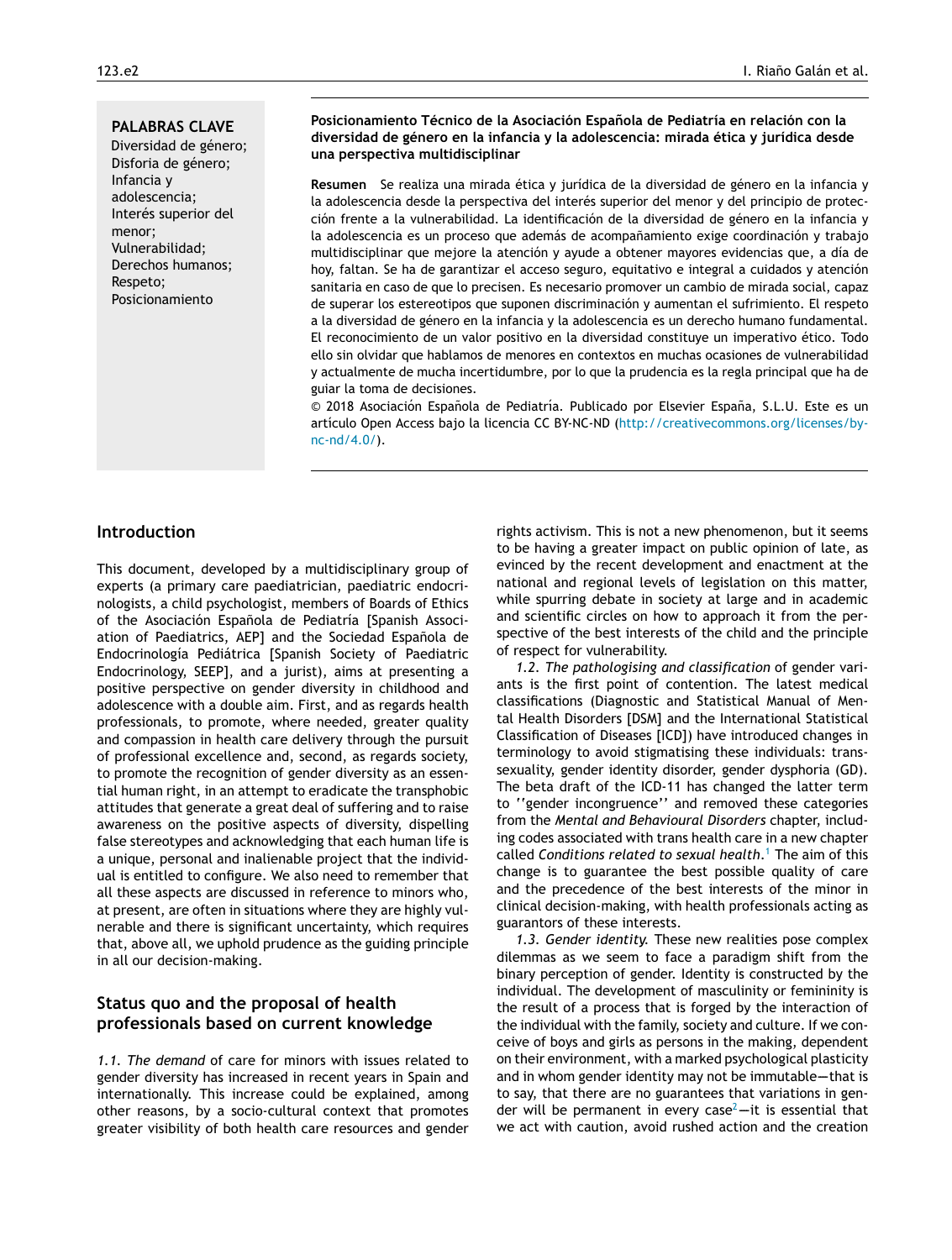**PALABRAS CLAVE**
Diversidad de género;
Disforia de género;
Infancia y adolescencia;
Interés superior del menor;
Vulnerabilidad;
Derechos humanos;
Respeto;
Posicionamiento

**Posicionamiento Técnico de la Asociación Española de Pediatría en relación con la diversidad de género en la infancia y la adolescencia: mirada ética y jurídica desde una perspectiva multidisciplinar**

**Resumen** Se realiza una mirada ética y jurídica de la diversidad de género en la infancia y la adolescencia desde la perspectiva del interés superior del menor y del principio de protección frente a la vulnerabilidad. La identificación de la diversidad de género en la infancia y la adolescencia es un proceso que además de acompañamiento exige coordinación y trabajo multidisciplinar que mejore la atención y ayude a obtener mayores evidencias que, a día de hoy, faltan. Se ha de garantizar el acceso seguro, equitativo e integral a cuidados y atención sanitaria en caso de que lo precisen. Es necesario promover un cambio de mirada social, capaz de superar los estereotipos que suponen discriminación y aumentan el sufrimiento. El respeto a la diversidad de género en la infancia y la adolescencia es un derecho humano fundamental. El reconocimiento de un valor positivo en la diversidad constituye un imperativo ético. Todo ello sin olvidar que hablamos de menores en contextos en muchas ocasiones de vulnerabilidad y actualmente de mucha incertidumbre, por lo que la prudencia es la regla principal que ha de guiar la toma de decisiones.
© 2018 Asociación Española de Pediatría. Publicado por Elsevier España, S.L.U. Este es un artículo Open Access bajo la licencia CC BY-NC-ND (http://creativecommons.org/licenses/by-nc-nd/4.0/).

## Introduction

This document, developed by a multidisciplinary group of experts (a primary care paediatrician, paediatric endocrinologists, a child psychologist, members of Boards of Ethics of the Asociación Española de Pediatría [Spanish Association of Paediatrics, AEP] and the Sociedad Española de Endocrinología Pediátrica [Spanish Society of Paediatric Endocrinology, SEEP], and a jurist), aims at presenting a positive perspective on gender diversity in childhood and adolescence with a double aim. First, and as regards health professionals, to promote, where needed, greater quality and compassion in health care delivery through the pursuit of professional excellence and, second, as regards society, to promote the recognition of gender diversity as an essential human right, in an attempt to eradicate the transphobic attitudes that generate a great deal of suffering and to raise awareness on the positive aspects of diversity, dispelling false stereotypes and acknowledging that each human life is a unique, personal and inalienable project that the individual is entitled to configure. We also need to remember that all these aspects are discussed in reference to minors who, at present, are often in situations where they are highly vulnerable and there is significant uncertainty, which requires that, above all, we uphold prudence as the guiding principle in all our decision-making.

## Status quo and the proposal of health professionals based on current knowledge

*1.1. The demand* of care for minors with issues related to gender diversity has increased in recent years in Spain and internationally. This increase could be explained, among other reasons, by a socio-cultural context that promotes greater visibility of both health care resources and gender rights activism. This is not a new phenomenon, but it seems to be having a greater impact on public opinion of late, as evinced by the recent development and enactment at the national and regional levels of legislation on this matter, while spurring debate in society at large and in academic and scientific circles on how to approach it from the perspective of the best interests of the child and the principle of respect for vulnerability.

*1.2. The pathologising and classification* of gender variants is the first point of contention. The latest medical classifications (Diagnostic and Statistical Manual of Mental Health Disorders [DSM] and the International Statistical Classification of Diseases [ICD]) have introduced changes in terminology to avoid stigmatising these individuals: transsexuality, gender identity disorder, gender dysphoria (GD). The beta draft of the ICD-11 has changed the latter term to ''gender incongruence'' and removed these categories from the *Mental and Behavioural Disorders* chapter, including codes associated with trans health care in a new chapter called *Conditions related to sexual health*.[1] The aim of this change is to guarantee the best possible quality of care and the precedence of the best interests of the minor in clinical decision-making, with health professionals acting as guarantors of these interests.

*1.3. Gender identity.* These new realities pose complex dilemmas as we seem to face a paradigm shift from the binary perception of gender. Identity is constructed by the individual. The development of masculinity or femininity is the result of a process that is forged by the interaction of the individual with the family, society and culture. If we conceive of boys and girls as persons in the making, dependent on their environment, with a marked psychological plasticity and in whom gender identity may not be immutable—that is to say, that there are no guarantees that variations in gender will be permanent in every case[2]—it is essential that we act with caution, avoid rushed action and the creation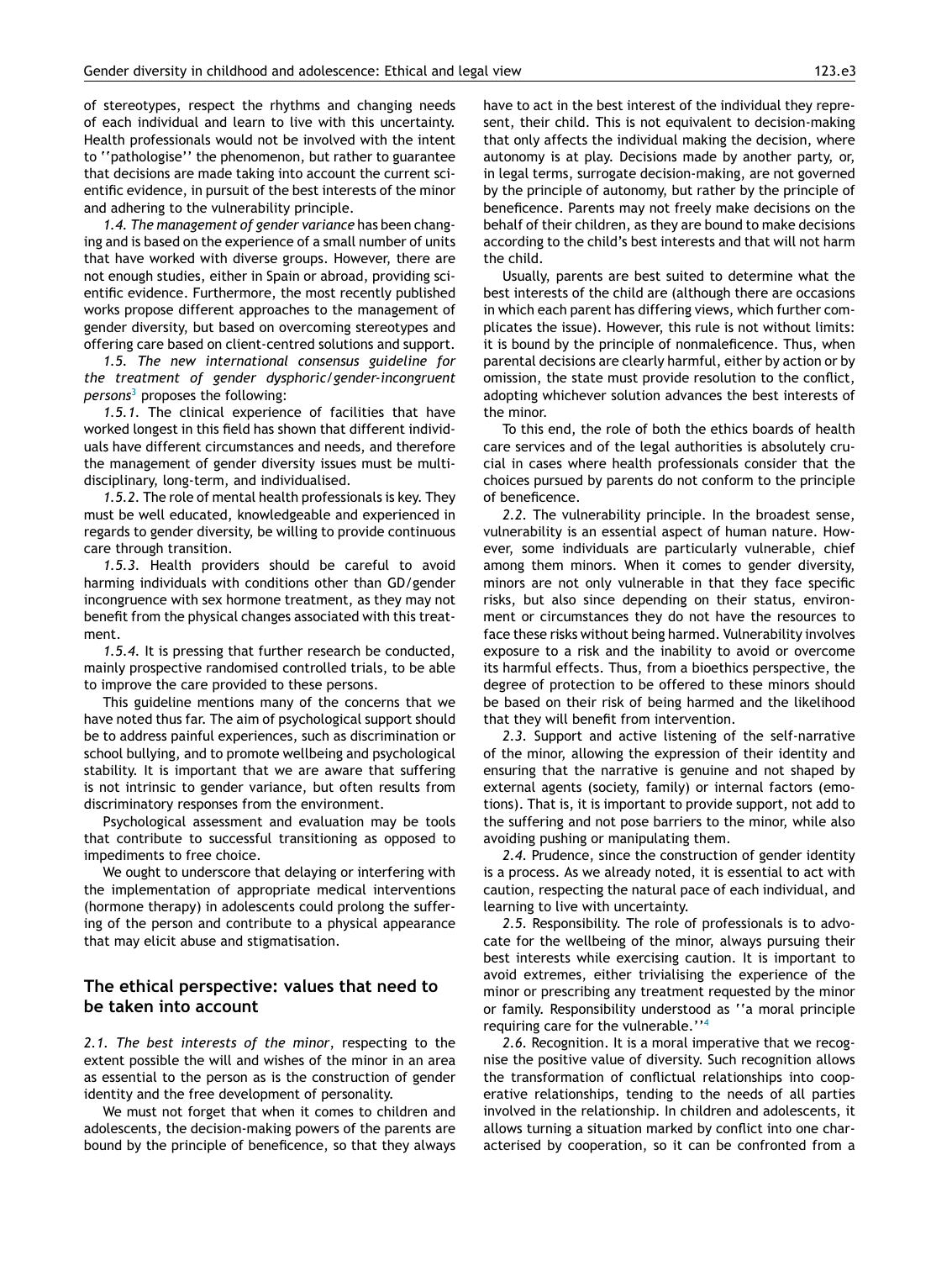of stereotypes, respect the rhythms and changing needs of each individual and learn to live with this uncertainty. Health professionals would not be involved with the intent to ''pathologise'' the phenomenon, but rather to guarantee that decisions are made taking into account the current scientific evidence, in pursuit of the best interests of the minor and adhering to the vulnerability principle.

*1.4. The management of gender variance* has been changing and is based on the experience of a small number of units that have worked with diverse groups. However, there are not enough studies, either in Spain or abroad, providing scientific evidence. Furthermore, the most recently published works propose different approaches to the management of gender diversity, but based on overcoming stereotypes and offering care based on client-centred solutions and support.

*1.5. The new international consensus guideline for the treatment of gender dysphoric/gender-incongruent persons*[3] proposes the following:

*1.5.1.* The clinical experience of facilities that have worked longest in this field has shown that different individuals have different circumstances and needs, and therefore the management of gender diversity issues must be multidisciplinary, long-term, and individualised.

*1.5.2.* The role of mental health professionals is key. They must be well educated, knowledgeable and experienced in regards to gender diversity, be willing to provide continuous care through transition.

*1.5.3.* Health providers should be careful to avoid harming individuals with conditions other than GD/gender incongruence with sex hormone treatment, as they may not benefit from the physical changes associated with this treatment.

*1.5.4.* It is pressing that further research be conducted, mainly prospective randomised controlled trials, to be able to improve the care provided to these persons.

This guideline mentions many of the concerns that we have noted thus far. The aim of psychological support should be to address painful experiences, such as discrimination or school bullying, and to promote wellbeing and psychological stability. It is important that we are aware that suffering is not intrinsic to gender variance, but often results from discriminatory responses from the environment.

Psychological assessment and evaluation may be tools that contribute to successful transitioning as opposed to impediments to free choice.

We ought to underscore that delaying or interfering with the implementation of appropriate medical interventions (hormone therapy) in adolescents could prolong the suffering of the person and contribute to a physical appearance that may elicit abuse and stigmatisation.

## The ethical perspective: values that need to be taken into account

*2.1. The best interests of the minor*, respecting to the extent possible the will and wishes of the minor in an area as essential to the person as is the construction of gender identity and the free development of personality.

We must not forget that when it comes to children and adolescents, the decision-making powers of the parents are bound by the principle of beneficence, so that they always have to act in the best interest of the individual they represent, their child. This is not equivalent to decision-making that only affects the individual making the decision, where autonomy is at play. Decisions made by another party, or, in legal terms, surrogate decision-making, are not governed by the principle of autonomy, but rather by the principle of beneficence. Parents may not freely make decisions on the behalf of their children, as they are bound to make decisions according to the child's best interests and that will not harm the child.

Usually, parents are best suited to determine what the best interests of the child are (although there are occasions in which each parent has differing views, which further complicates the issue). However, this rule is not without limits: it is bound by the principle of nonmaleficence. Thus, when parental decisions are clearly harmful, either by action or by omission, the state must provide resolution to the conflict, adopting whichever solution advances the best interests of the minor.

To this end, the role of both the ethics boards of health care services and of the legal authorities is absolutely crucial in cases where health professionals consider that the choices pursued by parents do not conform to the principle of beneficence.

*2.2.* The vulnerability principle. In the broadest sense, vulnerability is an essential aspect of human nature. However, some individuals are particularly vulnerable, chief among them minors. When it comes to gender diversity, minors are not only vulnerable in that they face specific risks, but also since depending on their status, environment or circumstances they do not have the resources to face these risks without being harmed. Vulnerability involves exposure to a risk and the inability to avoid or overcome its harmful effects. Thus, from a bioethics perspective, the degree of protection to be offered to these minors should be based on their risk of being harmed and the likelihood that they will benefit from intervention.

*2.3.* Support and active listening of the self-narrative of the minor, allowing the expression of their identity and ensuring that the narrative is genuine and not shaped by external agents (society, family) or internal factors (emotions). That is, it is important to provide support, not add to the suffering and not pose barriers to the minor, while also avoiding pushing or manipulating them.

*2.4.* Prudence, since the construction of gender identity is a process. As we already noted, it is essential to act with caution, respecting the natural pace of each individual, and learning to live with uncertainty.

*2.5.* Responsibility. The role of professionals is to advocate for the wellbeing of the minor, always pursuing their best interests while exercising caution. It is important to avoid extremes, either trivialising the experience of the minor or prescribing any treatment requested by the minor or family. Responsibility understood as ''a moral principle requiring care for the vulnerable.''[4]

*2.6.* Recognition. It is a moral imperative that we recognise the positive value of diversity. Such recognition allows the transformation of conflictual relationships into cooperative relationships, tending to the needs of all parties involved in the relationship. In children and adolescents, it allows turning a situation marked by conflict into one characterised by cooperation, so it can be confronted from a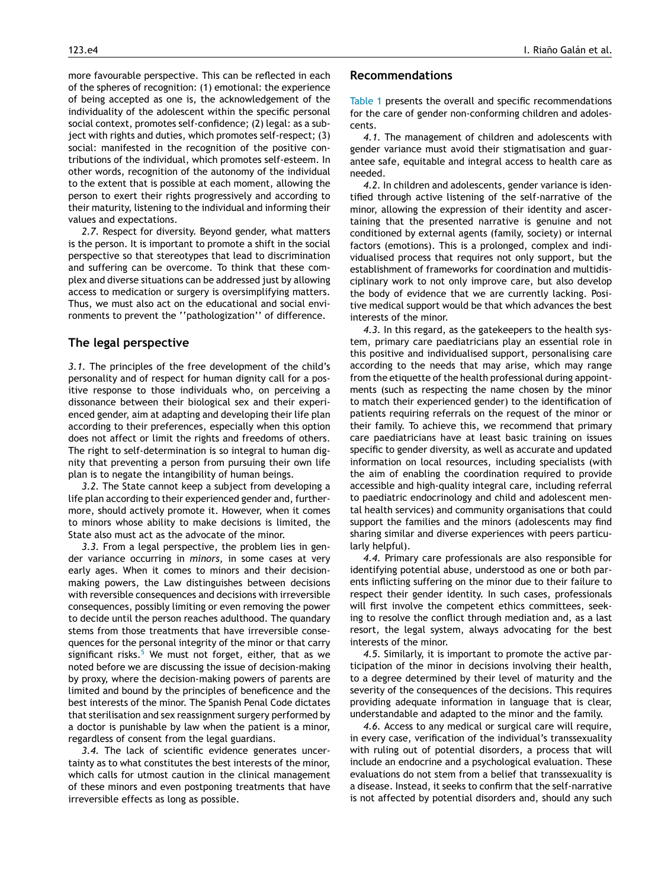more favourable perspective. This can be reflected in each of the spheres of recognition: (1) emotional: the experience of being accepted as one is, the acknowledgement of the individuality of the adolescent within the specific personal social context, promotes self-confidence; (2) legal: as a subject with rights and duties, which promotes self-respect; (3) social: manifested in the recognition of the positive contributions of the individual, which promotes self-esteem. In other words, recognition of the autonomy of the individual to the extent that is possible at each moment, allowing the person to exert their rights progressively and according to their maturity, listening to the individual and informing their values and expectations.

*2.7.* Respect for diversity. Beyond gender, what matters is the person. It is important to promote a shift in the social perspective so that stereotypes that lead to discrimination and suffering can be overcome. To think that these complex and diverse situations can be addressed just by allowing access to medication or surgery is oversimplifying matters. Thus, we must also act on the educational and social environments to prevent the ''pathologization'' of difference.

## The legal perspective

*3.1.* The principles of the free development of the child's personality and of respect for human dignity call for a positive response to those individuals who, on perceiving a dissonance between their biological sex and their experienced gender, aim at adapting and developing their life plan according to their preferences, especially when this option does not affect or limit the rights and freedoms of others. The right to self-determination is so integral to human dignity that preventing a person from pursuing their own life plan is to negate the intangibility of human beings.

*3.2.* The State cannot keep a subject from developing a life plan according to their experienced gender and, furthermore, should actively promote it. However, when it comes to minors whose ability to make decisions is limited, the State also must act as the advocate of the minor.

*3.3.* From a legal perspective, the problem lies in gender variance occurring in *minors*, in some cases at very early ages. When it comes to minors and their decision-making powers, the Law distinguishes between decisions with reversible consequences and decisions with irreversible consequences, possibly limiting or even removing the power to decide until the person reaches adulthood. The quandary stems from those treatments that have irreversible consequences for the personal integrity of the minor or that carry significant risks.[5] We must not forget, either, that as we noted before we are discussing the issue of decision-making by proxy, where the decision-making powers of parents are limited and bound by the principles of beneficence and the best interests of the minor. The Spanish Penal Code dictates that sterilisation and sex reassignment surgery performed by a doctor is punishable by law when the patient is a minor, regardless of consent from the legal guardians.

*3.4.* The lack of scientific evidence generates uncertainty as to what constitutes the best interests of the minor, which calls for utmost caution in the clinical management of these minors and even postponing treatments that have irreversible effects as long as possible.

## Recommendations

Table 1 presents the overall and specific recommendations for the care of gender non-conforming children and adolescents.

*4.1.* The management of children and adolescents with gender variance must avoid their stigmatisation and guarantee safe, equitable and integral access to health care as needed.

*4.2.* In children and adolescents, gender variance is identified through active listening of the self-narrative of the minor, allowing the expression of their identity and ascertaining that the presented narrative is genuine and not conditioned by external agents (family, society) or internal factors (emotions). This is a prolonged, complex and individualised process that requires not only support, but the establishment of frameworks for coordination and multidisciplinary work to not only improve care, but also develop the body of evidence that we are currently lacking. Positive medical support would be that which advances the best interests of the minor.

*4.3.* In this regard, as the gatekeepers to the health system, primary care paediatricians play an essential role in this positive and individualised support, personalising care according to the needs that may arise, which may range from the etiquette of the health professional during appointments (such as respecting the name chosen by the minor to match their experienced gender) to the identification of patients requiring referrals on the request of the minor or their family. To achieve this, we recommend that primary care paediatricians have at least basic training on issues specific to gender diversity, as well as accurate and updated information on local resources, including specialists (with the aim of enabling the coordination required to provide accessible and high-quality integral care, including referral to paediatric endocrinology and child and adolescent mental health services) and community organisations that could support the families and the minors (adolescents may find sharing similar and diverse experiences with peers particularly helpful).

*4.4.* Primary care professionals are also responsible for identifying potential abuse, understood as one or both parents inflicting suffering on the minor due to their failure to respect their gender identity. In such cases, professionals will first involve the competent ethics committees, seeking to resolve the conflict through mediation and, as a last resort, the legal system, always advocating for the best interests of the minor.

*4.5.* Similarly, it is important to promote the active participation of the minor in decisions involving their health, to a degree determined by their level of maturity and the severity of the consequences of the decisions. This requires providing adequate information in language that is clear, understandable and adapted to the minor and the family.

*4.6.* Access to any medical or surgical care will require, in every case, verification of the individual's transsexuality with ruling out of potential disorders, a process that will include an endocrine and a psychological evaluation. These evaluations do not stem from a belief that transsexuality is a disease. Instead, it seeks to confirm that the self-narrative is not affected by potential disorders and, should any such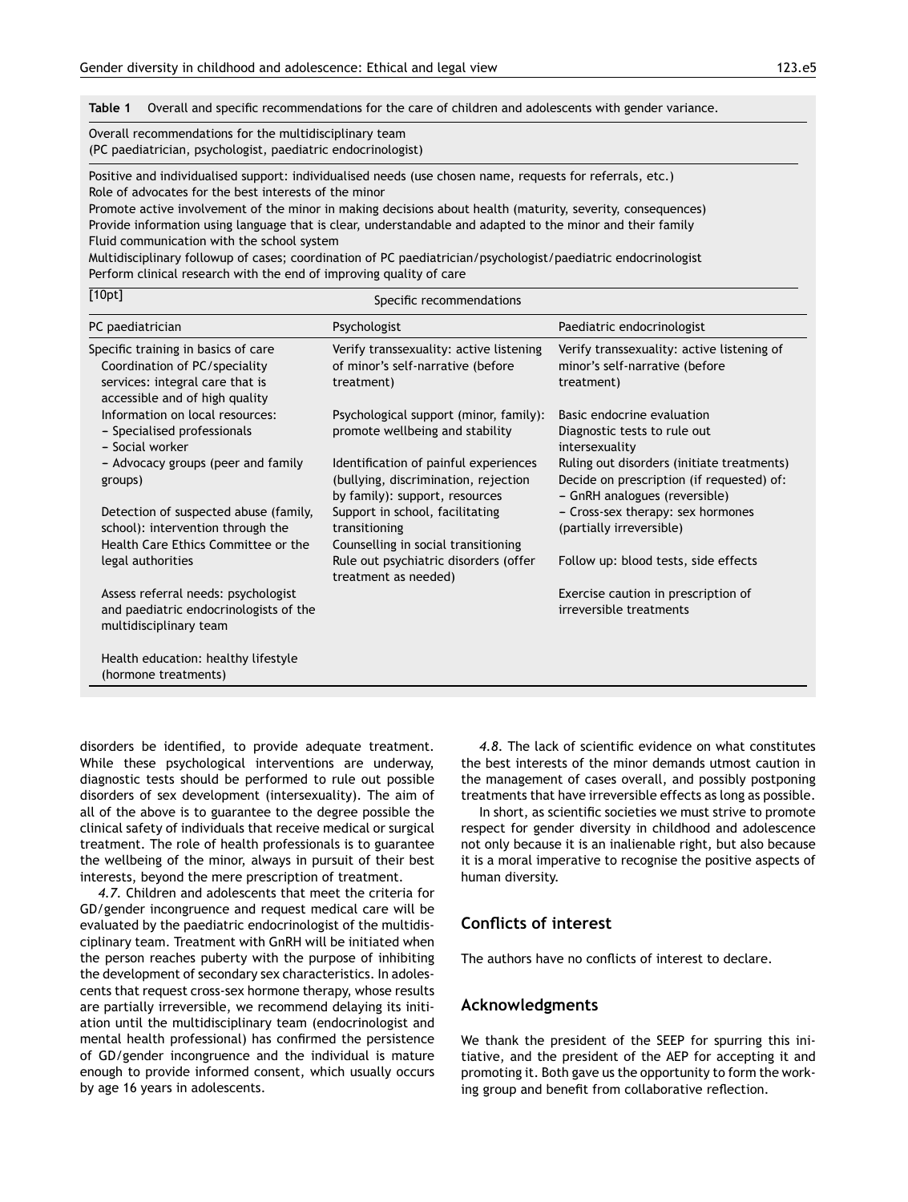**Table 1** Overall and specific recommendations for the care of children and adolescents with gender variance.

Overall recommendations for the multidisciplinary team
(PC paediatrician, psychologist, paediatric endocrinologist)

Positive and individualised support: individualised needs (use chosen name, requests for referrals, etc.)
Role of advocates for the best interests of the minor
Promote active involvement of the minor in making decisions about health (maturity, severity, consequences)
Provide information using language that is clear, understandable and adapted to the minor and their family
Fluid communication with the school system
Multidisciplinary followup of cases; coordination of PC paediatrician/psychologist/paediatric endocrinologist
Perform clinical research with the end of improving quality of care

[10pt] Specific recommendations

| PC paediatrician | Psychologist | Paediatric endocrinologist |
|---|---|---|
| Specific training in basics of care<br>Coordination of PC/speciality services: integral care that is accessible and of high quality | Verify transsexuality: active listening of minor's self-narrative (before treatment) | Verify transsexuality: active listening of minor's self-narrative (before treatment) |
| Information on local resources:<br>– Specialised professionals<br>– Social worker | Psychological support (minor, family): promote wellbeing and stability | Basic endocrine evaluation<br>Diagnostic tests to rule out intersexuality |
| – Advocacy groups (peer and family groups) | Identification of painful experiences (bullying, discrimination, rejection by family): support, resources | Ruling out disorders (initiate treatments)<br>Decide on prescription (if requested) of:<br>– GnRH analogues (reversible) |
| Detection of suspected abuse (family, school): intervention through the Health Care Ethics Committee or the legal authorities | Support in school, facilitating transitioning<br>Counselling in social transitioning<br>Rule out psychiatric disorders (offer treatment as needed) | – Cross-sex therapy: sex hormones (partially irreversible)<br>Follow up: blood tests, side effects |
| Assess referral needs: psychologist and paediatric endocrinologists of the multidisciplinary team | | Exercise caution in prescription of irreversible treatments |
| Health education: healthy lifestyle (hormone treatments) | | |

disorders be identified, to provide adequate treatment. While these psychological interventions are underway, diagnostic tests should be performed to rule out possible disorders of sex development (intersexuality). The aim of all of the above is to guarantee to the degree possible the clinical safety of individuals that receive medical or surgical treatment. The role of health professionals is to guarantee the wellbeing of the minor, always in pursuit of their best interests, beyond the mere prescription of treatment.

*4.7.* Children and adolescents that meet the criteria for GD/gender incongruence and request medical care will be evaluated by the paediatric endocrinologist of the multidisciplinary team. Treatment with GnRH will be initiated when the person reaches puberty with the purpose of inhibiting the development of secondary sex characteristics. In adolescents that request cross-sex hormone therapy, whose results are partially irreversible, we recommend delaying its initiation until the multidisciplinary team (endocrinologist and mental health professional) has confirmed the persistence of GD/gender incongruence and the individual is mature enough to provide informed consent, which usually occurs by age 16 years in adolescents.

*4.8.* The lack of scientific evidence on what constitutes the best interests of the minor demands utmost caution in the management of cases overall, and possibly postponing treatments that have irreversible effects as long as possible.

In short, as scientific societies we must strive to promote respect for gender diversity in childhood and adolescence not only because it is an inalienable right, but also because it is a moral imperative to recognise the positive aspects of human diversity.

## Conflicts of interest

The authors have no conflicts of interest to declare.

## Acknowledgments

We thank the president of the SEEP for spurring this initiative, and the president of the AEP for accepting it and promoting it. Both gave us the opportunity to form the working group and benefit from collaborative reflection.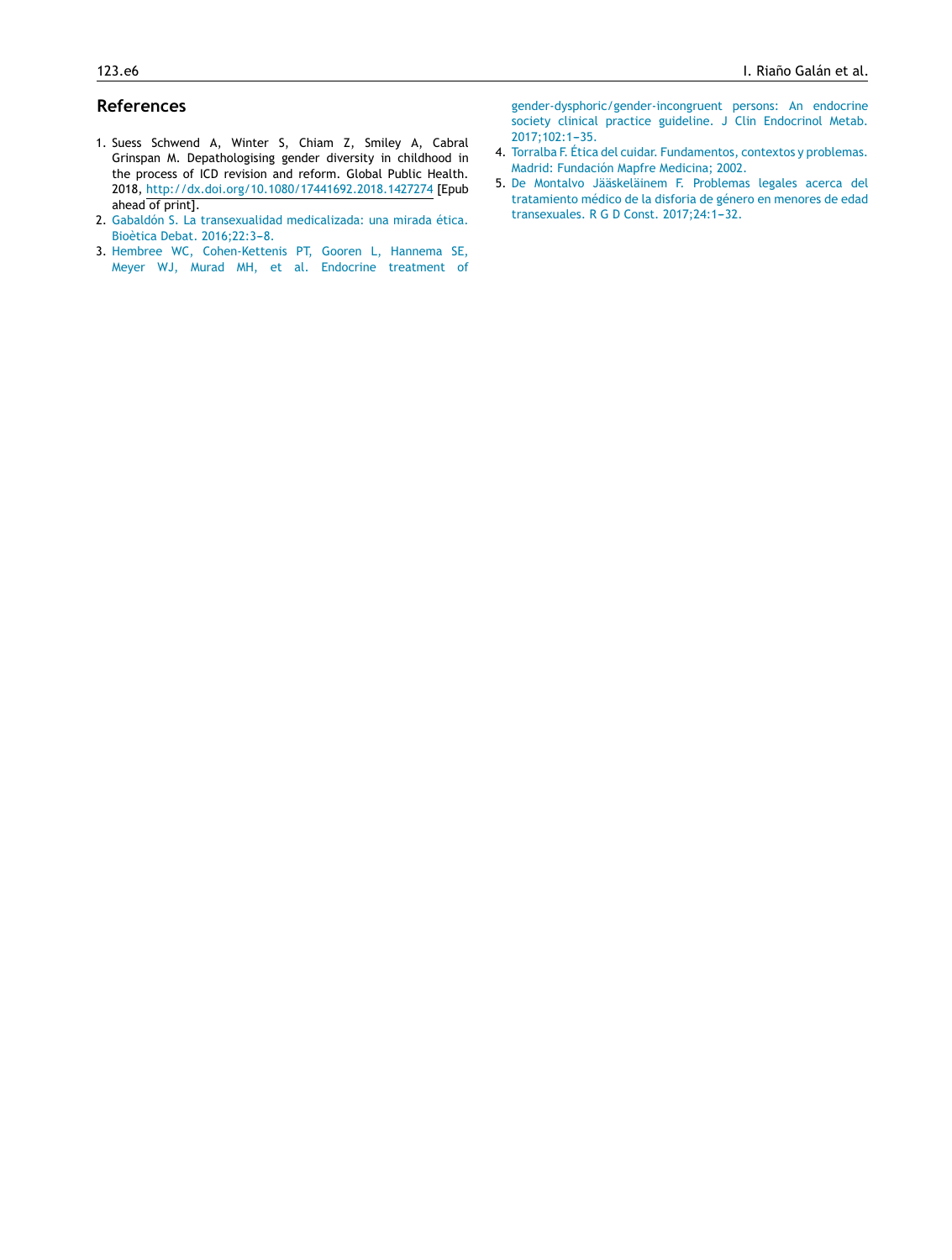## References

1. Suess Schwend A, Winter S, Chiam Z, Smiley A, Cabral Grinspan M. Depathologising gender diversity in childhood in the process of ICD revision and reform. Global Public Health. 2018, http://dx.doi.org/10.1080/17441692.2018.1427274 [Epub ahead of print].
2. Gabaldón S. La transexualidad medicalizada: una mirada ética. Bioètica Debat. 2016;22:3–8.
3. Hembree WC, Cohen-Kettenis PT, Gooren L, Hannema SE, Meyer WJ, Murad MH, et al. Endocrine treatment of gender-dysphoric/gender-incongruent persons: An endocrine society clinical practice guideline. J Clin Endocrinol Metab. 2017;102:1–35.
4. Torralba F. Ética del cuidar. Fundamentos, contextos y problemas. Madrid: Fundación Mapfre Medicina; 2002.
5. De Montalvo Jääskeläinem F. Problemas legales acerca del tratamiento médico de la disforia de género en menores de edad transexuales. R G D Const. 2017;24:1–32.